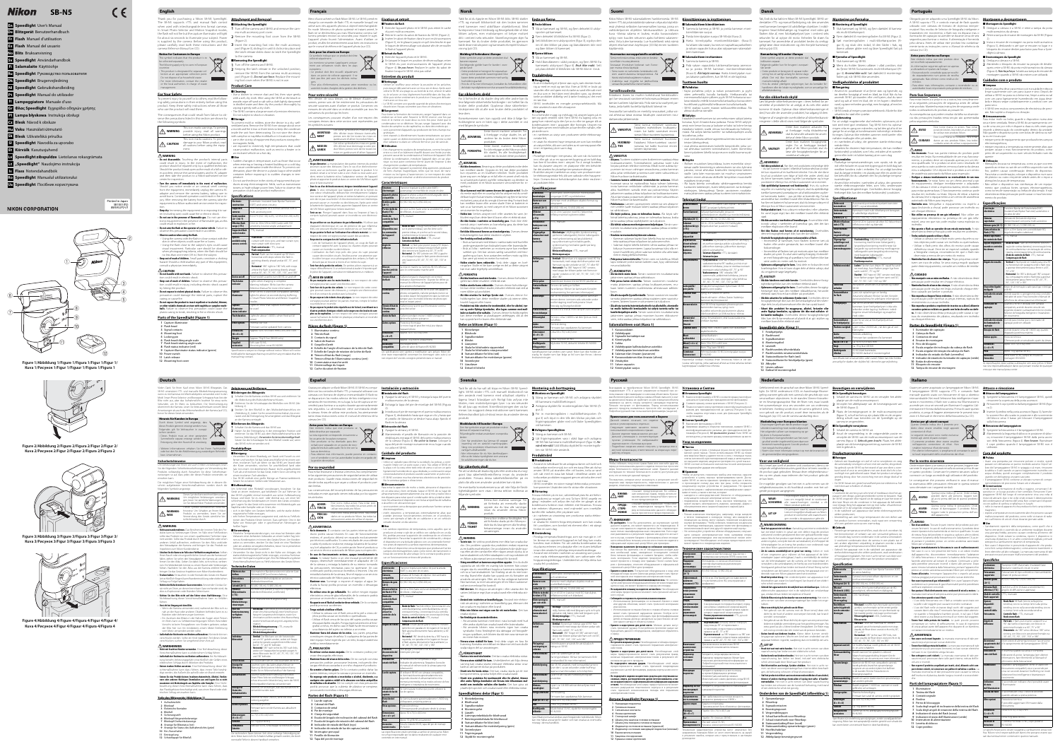# Nikon SB-N5

- **En** Speedlight User's Manual
- **De** Blitzgerät Benutzerhandbuch
- **Fr** Flash Manuel d'utilisation
- **Es** Flash Manual del usuario
- **No** Blits Bruksanvisning
- **Sv** Speedlight Användarhandbok
- **Fi** Salamalaite Käyttöohje
- **Ru** Speedlight Руководство пользователя
- **Dk** Speedlight Brugervejledning
- **Nl** Speedlight Gebruikshandleiding
- **Pt** Speedlight Manual do utilizador
- **It** Lampeggiatore Manuale d'uso
- **Gr** Φλας Speedlight Εγχειρίδιο χρήσης
- **Pl** Lampa błyskowa Instrukcja obsługi
- **Cz** Blesk Návod k obsluze
- **Sk** Blesk Návod na obsluhu
- **Hu** Vaku Használati útmutató
- **Sl** Bliskavica Uporabniški priročnik
- **Ro** Blit Manualul utilizatorului
- **Bg** Светкавица Ръководство на потребителя
- **Et** Välklamp Kasutusjuhend
- **Lv** Zibspuldze Lietotāja rokasgrāmata
- **Lt** Blykstė Naudotojo vadovas
- **Hr** Bljeskalica Korisnički priručnik
- **Sr** Blic Korisnički priručnik
- **Tr** Flaş Kullanım Kılavuzu
- **Uk** Спалах Посібник користувача

**NIKON CORPORATION**

Printed in Japan

Figure 1/Abbildung 1/Figure 1/Figura 1/Figur 1/Figur 1/Kuva 1/Рисунок 1/Figur 1/Figuur 1/Figura 1/Figura 1

Figure 2/Abbildung 2/Figure 2/Figura 2/Figur 2/Figur 2/Kuva 2/Рисунок 2/Figur 2/Figuur 2/Figura 2/Figura 2

Figure 3/Abbildung 3/Figure 3/Figura 3/Figur 3/Figur 3/Kuva 3/Рисунок 3/Figur 3/Figuur 3/Figura 3/Figura 3

Figure 4/Abbildung 4/Figure 4/Figura 4/Figur 4/Figur 4/Kuva 4/Рисунок 4/Figur 4/Figuur 4/Figura 4/Figura 4

## English

Thank you for purchasing a Nikon SB-N5 Speedlight.

### For Your Safety

### Parts of the Speedlight (Figure 1)

1. Capture illuminator
2. Flash head
3. Signal contacts
4. Mounting foot
5. Locking pin
6. Flash head tilting angle scale
7. Flash head rotating angle scale
8. Flash status indicator (red)
9. Capture illuminator status indicator (green)
10. Power switch
11. Lock release
12. Mounting foot cover

### Attachment and Removal

### Product Care

### Specifications

## Deutsch

## Français

## Español

## Norsk

## Svenska

## Suomi

## Русский

## Dansk

## Nederlands

## Português

## Italiano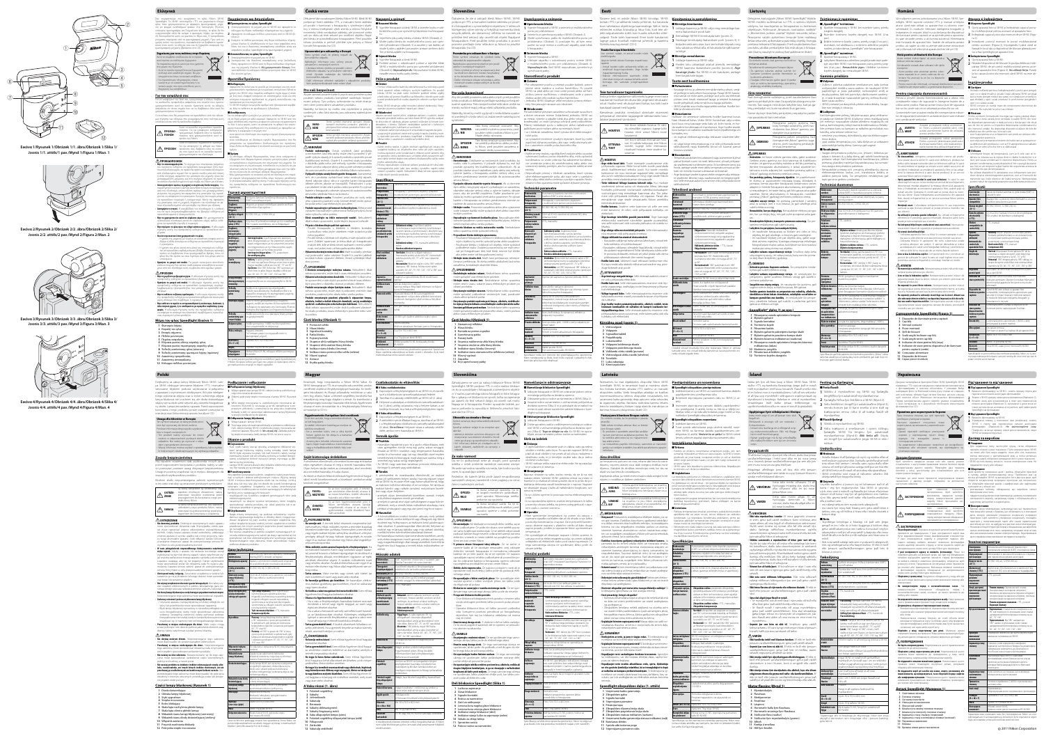# Ελληνικά

# Česká verze

# Slovenčina

# Eesti

# Lietuvių

# Română

Εικόνα 1/Rysunek 1/Obrázek 1/1. ábra/Obrázok 1/Slika 1/Joonis 1/1. attēls/1 pav./Mynd 1/Figura 1/Мал. 1

Εικόνα 2/Rysunek 2/Obrázek 2/2. ábra/Obrázok 2/Slika 2/Joonis 2/2. attēls/2 pav./Mynd 2/Figura 2/Мал. 2

Εικόνα 3/Rysunek 3/Obrázek 3/3. ábra/Obrázok 3/Slika 3/Joonis 3/3. attēls/3 pav./Mynd 3/Figura 3/Мал. 3

Εικόνα 4/Rysunek 4/Obrázek 4/4. ábra/Obrázok 4/Slika 4/Joonis 4/4. attēls/4 pav./Mynd 4/Figura 4/Мал. 4

# Polski

# Magyar

# Slovenščina

# Latviešu

# Ísland

# Українська

© 2011 Nikon Corporation